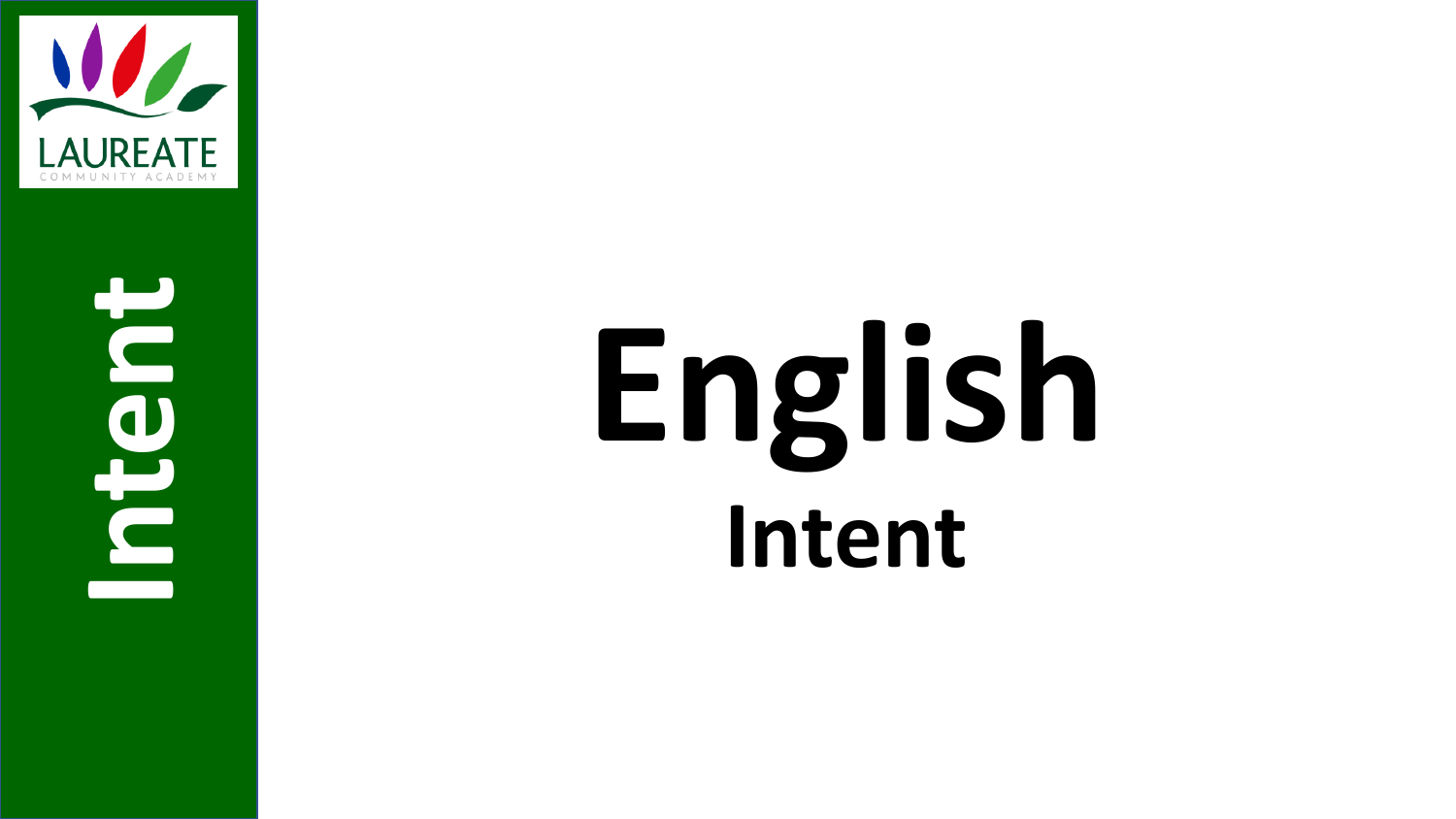LAUREATE

COMMUNITY ACADEMY

Intent

# English

## Intent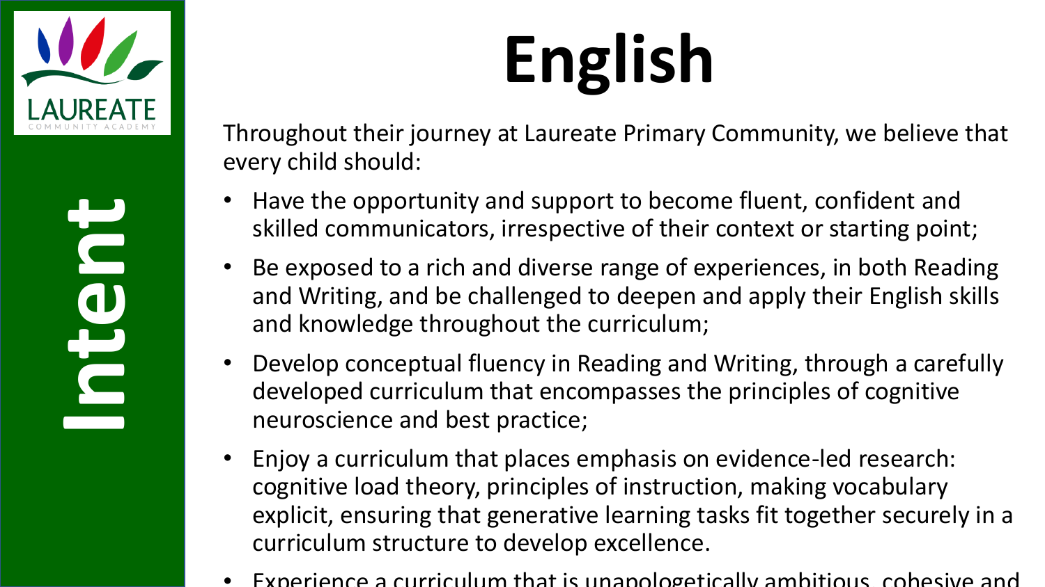# English

## Intent

Throughout their journey at Laureate Primary Community, we believe that every child should:

- Have the opportunity and support to become fluent, confident and skilled communicators, irrespective of their context or starting point;
- Be exposed to a rich and diverse range of experiences, in both Reading and Writing, and be challenged to deepen and apply their English skills and knowledge throughout the curriculum;
- Develop conceptual fluency in Reading and Writing, through a carefully developed curriculum that encompasses the principles of cognitive neuroscience and best practice;
- Enjoy a curriculum that places emphasis on evidence-led research: cognitive load theory, principles of instruction, making vocabulary explicit, ensuring that generative learning tasks fit together securely in a curriculum structure to develop excellence.
- Experience a curriculum that is unapologetically ambitious, cohesive and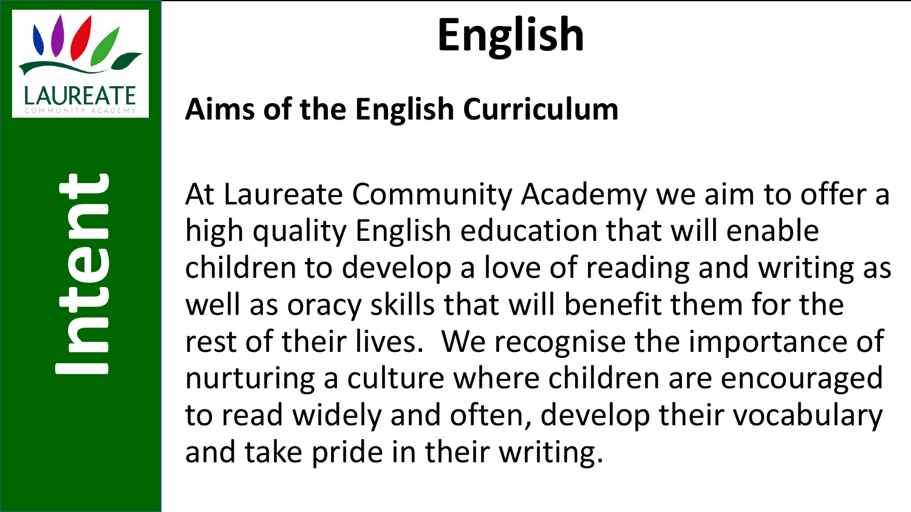# English

Intent

## Aims of the English Curriculum

At Laureate Community Academy we aim to offer a high quality English education that will enable children to develop a love of reading and writing as well as oracy skills that will benefit them for the rest of their lives.  We recognise the importance of nurturing a culture where children are encouraged to read widely and often, develop their vocabulary and take pride in their writing.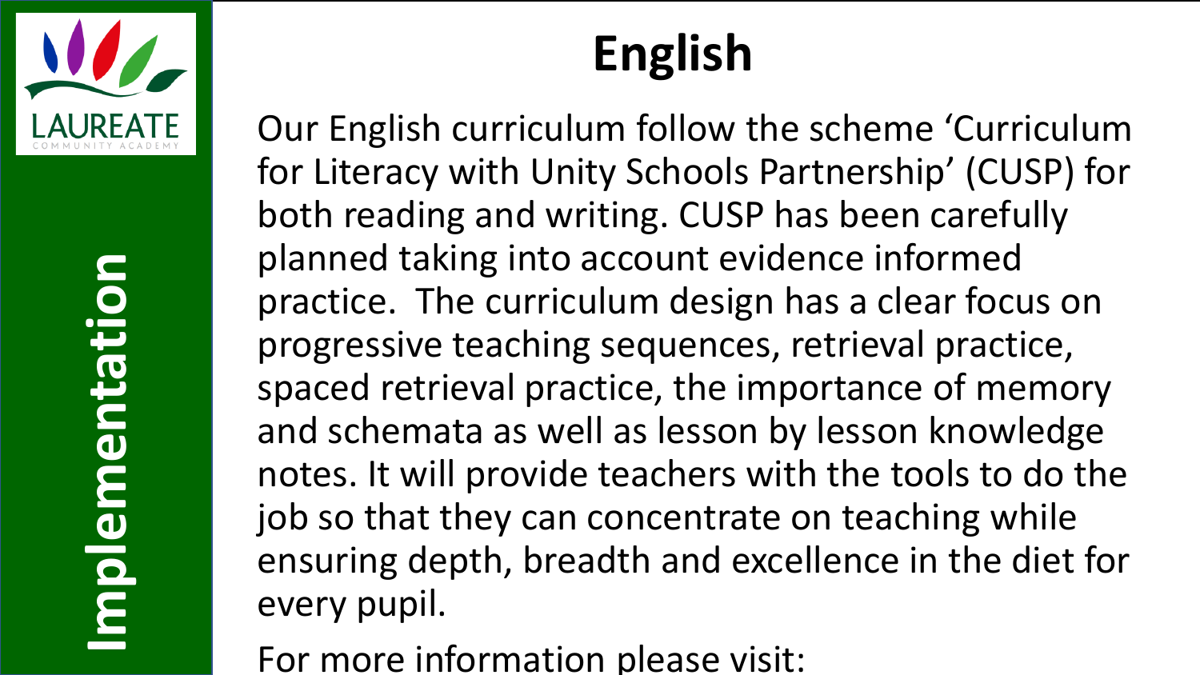**Implementation**

# English

Our English curriculum follow the scheme 'Curriculum for Literacy with Unity Schools Partnership' (CUSP) for both reading and writing. CUSP has been carefully planned taking into account evidence informed practice. The curriculum design has a clear focus on progressive teaching sequences, retrieval practice, spaced retrieval practice, the importance of memory and schemata as well as lesson by lesson knowledge notes. It will provide teachers with the tools to do the job so that they can concentrate on teaching while ensuring depth, breadth and excellence in the diet for every pupil.

For more information please visit: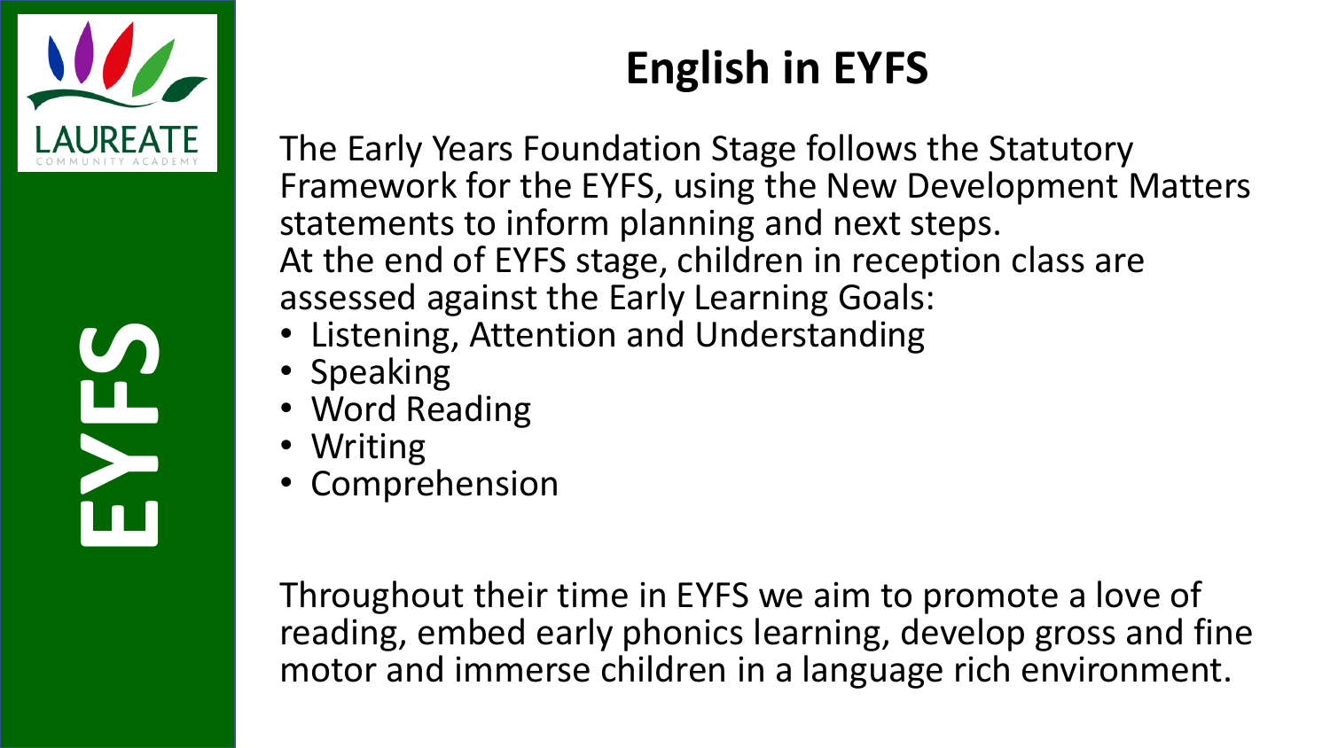EYFS

# English in EYFS

The Early Years Foundation Stage follows the Statutory Framework for the EYFS, using the New Development Matters statements to inform planning and next steps.
At the end of EYFS stage, children in reception class are assessed against the Early Learning Goals:

- Listening, Attention and Understanding
- Speaking
- Word Reading
- Writing
- Comprehension

Throughout their time in EYFS we aim to promote a love of reading, embed early phonics learning, develop gross and fine motor and immerse children in a language rich environment.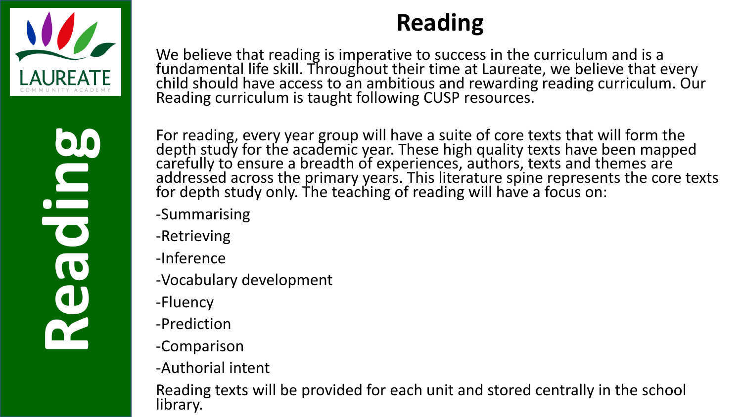# Reading

We believe that reading is imperative to success in the curriculum and is a fundamental life skill. Throughout their time at Laureate, we believe that every child should have access to an ambitious and rewarding reading curriculum. Our Reading curriculum is taught following CUSP resources.

For reading, every year group will have a suite of core texts that will form the depth study for the academic year. These high quality texts have been mapped carefully to ensure a breadth of experiences, authors, texts and themes are addressed across the primary years. This literature spine represents the core texts for depth study only. The teaching of reading will have a focus on:

-Summarising

-Retrieving

-Inference

-Vocabulary development

-Fluency

-Prediction

-Comparison

-Authorial intent

Reading texts will be provided for each unit and stored centrally in the school library.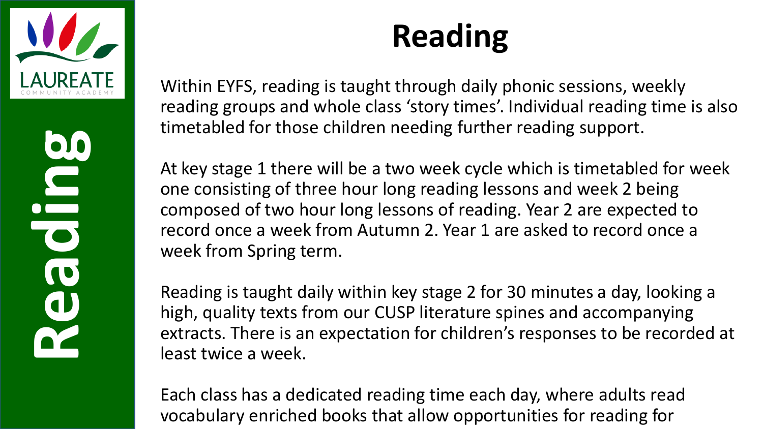# Reading

Within EYFS, reading is taught through daily phonic sessions, weekly reading groups and whole class 'story times'. Individual reading time is also timetabled for those children needing further reading support.

At key stage 1 there will be a two week cycle which is timetabled for week one consisting of three hour long reading lessons and week 2 being composed of two hour long lessons of reading. Year 2 are expected to record once a week from Autumn 2. Year 1 are asked to record once a week from Spring term.

Reading is taught daily within key stage 2 for 30 minutes a day, looking a high, quality texts from our CUSP literature spines and accompanying extracts. There is an expectation for children's responses to be recorded at least twice a week.

Each class has a dedicated reading time each day, where adults read vocabulary enriched books that allow opportunities for reading for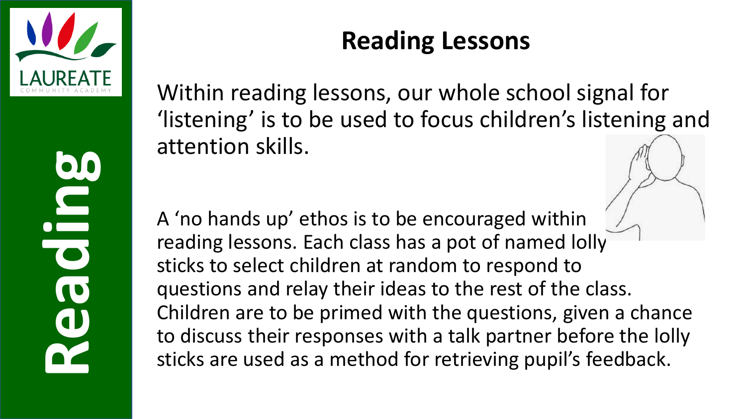# Reading Lessons

Within reading lessons, our whole school signal for 'listening' is to be used to focus children's listening and attention skills.

A 'no hands up' ethos is to be encouraged within reading lessons. Each class has a pot of named lolly sticks to select children at random to respond to questions and relay their ideas to the rest of the class. Children are to be primed with the questions, given a chance to discuss their responses with a talk partner before the lolly sticks are used as a method for retrieving pupil's feedback.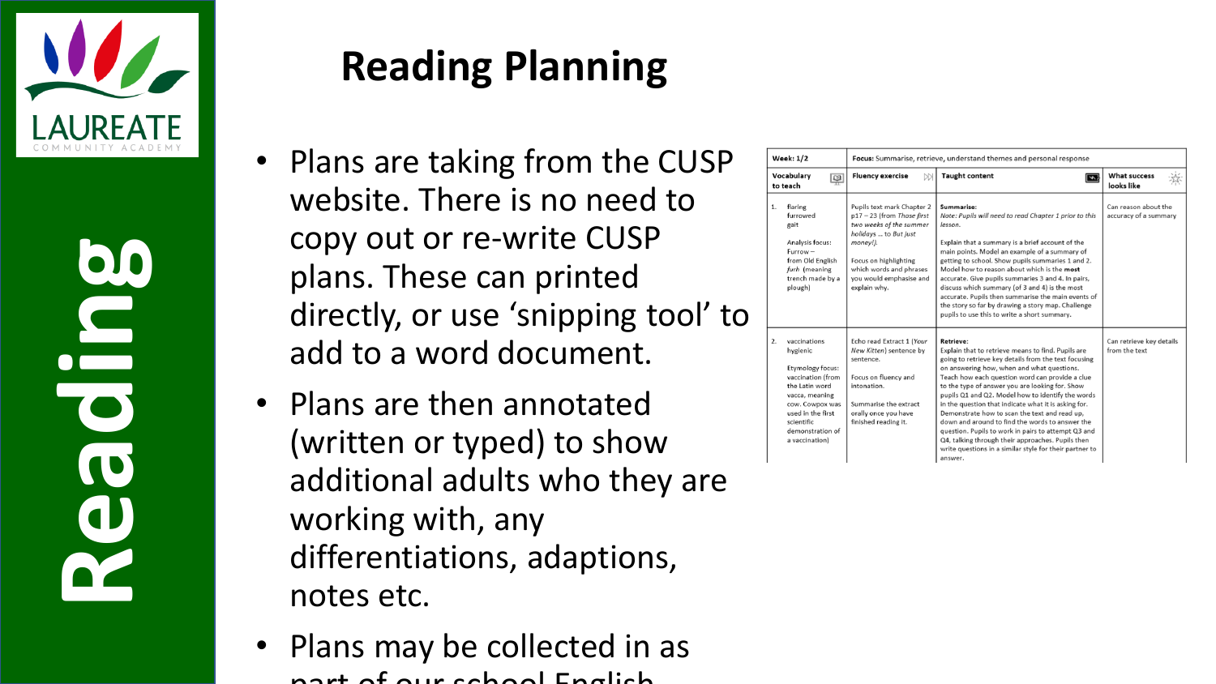# Reading Planning

Reading

LAUREATE COMMUNITY ACADEMY

- Plans are taking from the CUSP website. There is no need to copy out or re-write CUSP plans. These can printed directly, or use 'snipping tool' to add to a word document.
- Plans are then annotated (written or typed) to show additional adults who they are working with, any differentiations, adaptions, notes etc.
- Plans may be collected in as part of our school English

| Week: 1/2 | Focus: Summarise, retrieve, understand themes and personal response | | |
|---|---|---|---|
| Vocabulary to teach | Fluency exercise | Taught content | What success looks like |
| 1. flaring furrowed gait<br><br>Analysis focus: Furrow – from Old English *furh* (meaning trench made by a plough) | Pupils text mark Chapter 2 p17 – 23 (from *Those first two weeks of the summer holidays … to But just money!).*<br><br>Focus on highlighting which words and phrases you would emphasise and explain why. | **Summarise:**<br>*Note: Pupils will need to read Chapter 1 prior to this lesson.*<br><br>Explain that a summary is a brief account of the main points. Model an example of a summary of getting to school. Show pupils summaries 1 and 2. Model how to reason about which is the **most** accurate. Give pupils summaries 3 and 4. In pairs, discuss which summary (of 3 and 4) is the most accurate. Pupils then summarise the main events of the story so far by drawing a story map. Challenge pupils to use this to write a short summary. | Can reason about the accuracy of a summary |
| 2. vaccinations hygienic<br><br>Etymology focus: vaccination (from the Latin word vacca, meaning cow. Cowpox was used in the first scientific demonstration of a vaccination) | Echo read Extract 1 (*Your New Kitten*) sentence by sentence.<br><br>Focus on fluency and intonation.<br><br>Summarise the extract orally once you have finished reading it. | **Retrieve:**<br>Explain that to retrieve means to find. Pupils are going to retrieve key details from the text focusing on answering how, when and what questions. Teach how each question word can provide a clue to the type of answer you are looking for. Show pupils Q1 and Q2. Model how to identify the words in the question that indicate what it is asking for. Demonstrate how to scan the text and read up, down and around to find the words to answer the question. Pupils to work in pairs to attempt Q3 and Q4, talking through their approaches. Pupils then write questions in a similar style for their partner to answer. | Can retrieve key details from the text |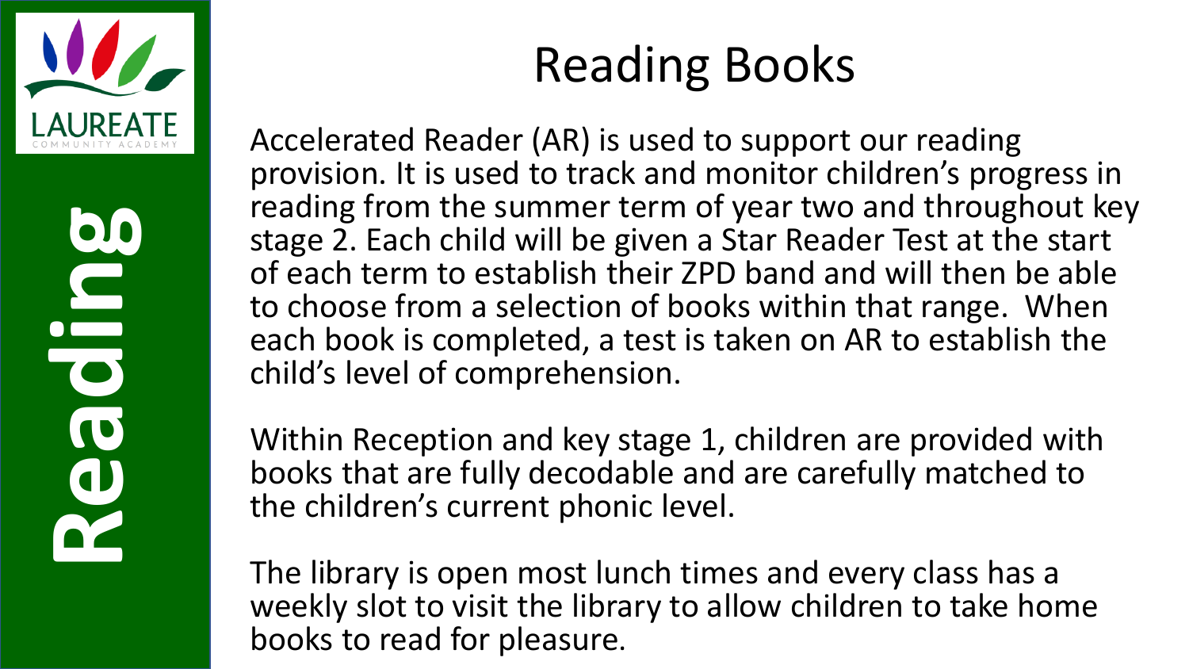# Reading Books

Accelerated Reader (AR) is used to support our reading provision. It is used to track and monitor children's progress in reading from the summer term of year two and throughout key stage 2. Each child will be given a Star Reader Test at the start of each term to establish their ZPD band and will then be able to choose from a selection of books within that range. When each book is completed, a test is taken on AR to establish the child's level of comprehension.

Within Reception and key stage 1, children are provided with books that are fully decodable and are carefully matched to the children's current phonic level.

The library is open most lunch times and every class has a weekly slot to visit the library to allow children to take home books to read for pleasure.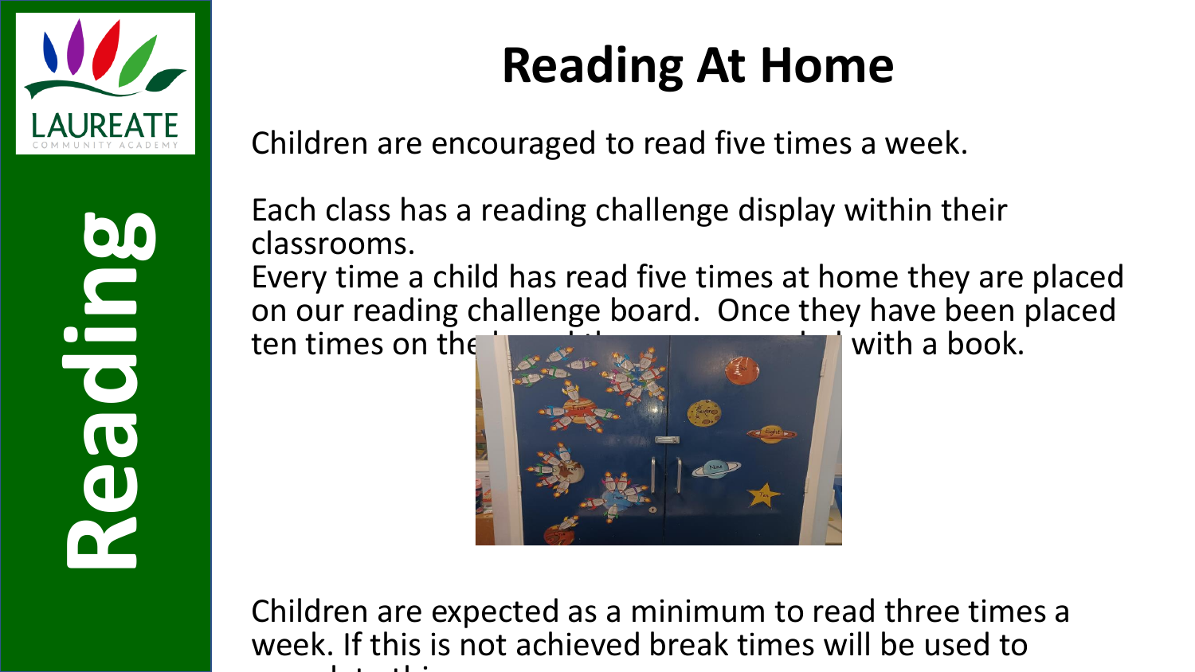# Reading At Home

Children are encouraged to read five times a week.

Each class has a reading challenge display within their classrooms.

Every time a child has read five times at home they are placed on our reading challenge board. Once they have been placed ten times on the board they are rewarded with a book.

Children are expected as a minimum to read three times a week. If this is not achieved break times will be used to complete this.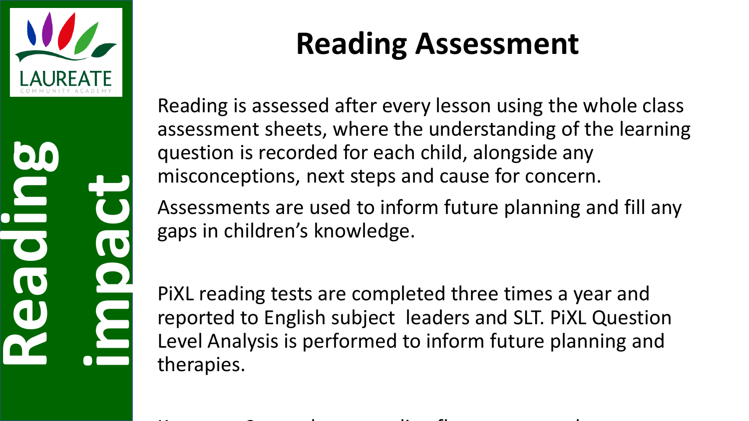# Reading Assessment

Reading impact

Reading is assessed after every lesson using the whole class assessment sheets, where the understanding of the learning question is recorded for each child, alongside any misconceptions, next steps and cause for concern.

Assessments are used to inform future planning and fill any gaps in children's knowledge.

PiXL reading tests are completed three times a year and reported to English subject leaders and SLT. PiXL Question Level Analysis is performed to inform future planning and therapies.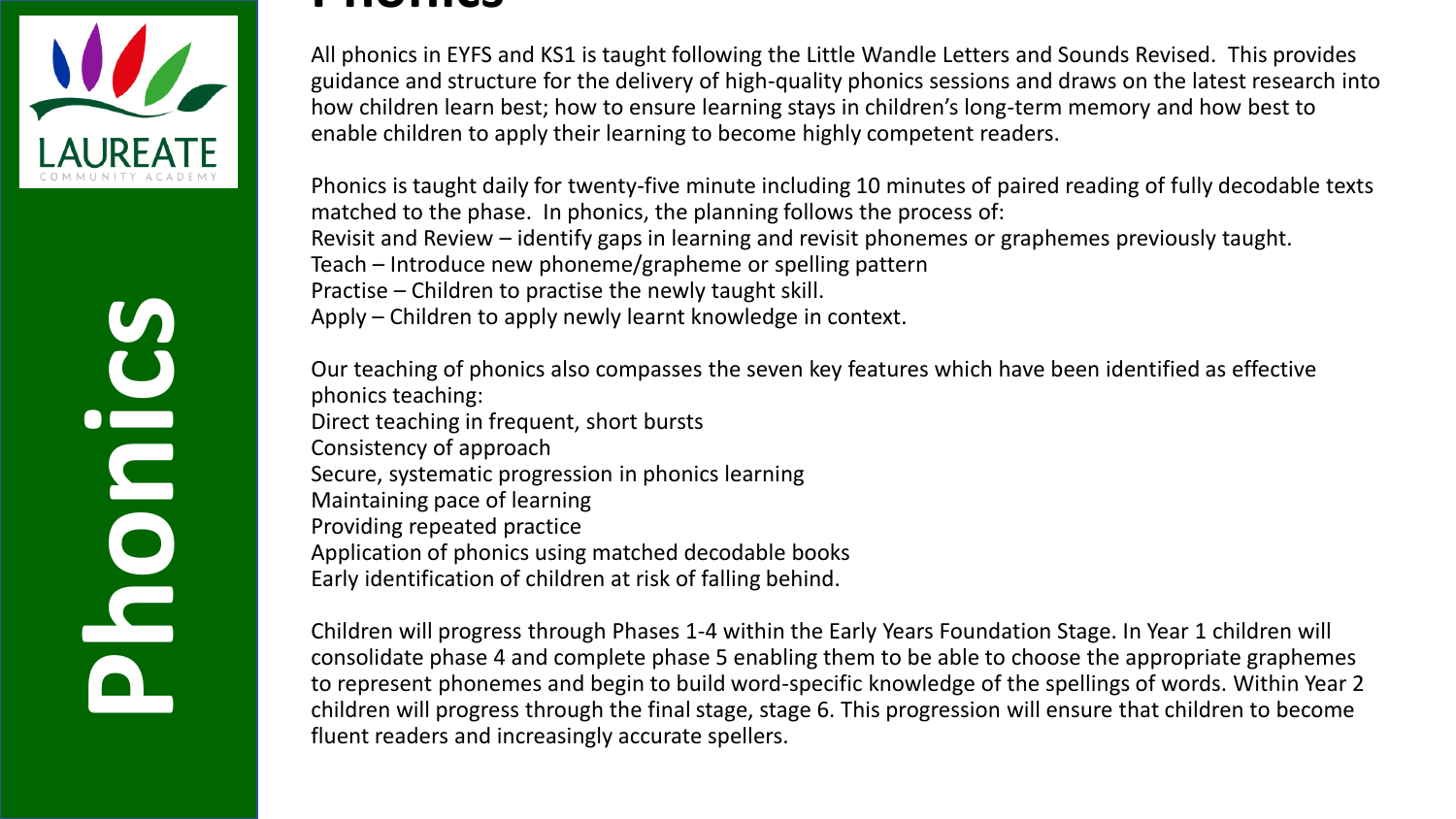# Phonics

All phonics in EYFS and KS1 is taught following the Little Wandle Letters and Sounds Revised. This provides guidance and structure for the delivery of high-quality phonics sessions and draws on the latest research into how children learn best; how to ensure learning stays in children's long-term memory and how best to enable children to apply their learning to become highly competent readers.

Phonics is taught daily for twenty-five minute including 10 minutes of paired reading of fully decodable texts matched to the phase. In phonics, the planning follows the process of:
Revisit and Review – identify gaps in learning and revisit phonemes or graphemes previously taught.
Teach – Introduce new phoneme/grapheme or spelling pattern
Practise – Children to practise the newly taught skill.
Apply – Children to apply newly learnt knowledge in context.

Our teaching of phonics also compasses the seven key features which have been identified as effective phonics teaching:
Direct teaching in frequent, short bursts
Consistency of approach
Secure, systematic progression in phonics learning
Maintaining pace of learning
Providing repeated practice
Application of phonics using matched decodable books
Early identification of children at risk of falling behind.

Children will progress through Phases 1-4 within the Early Years Foundation Stage. In Year 1 children will consolidate phase 4 and complete phase 5 enabling them to be able to choose the appropriate graphemes to represent phonemes and begin to build word-specific knowledge of the spellings of words. Within Year 2 children will progress through the final stage, stage 6. This progression will ensure that children to become fluent readers and increasingly accurate spellers.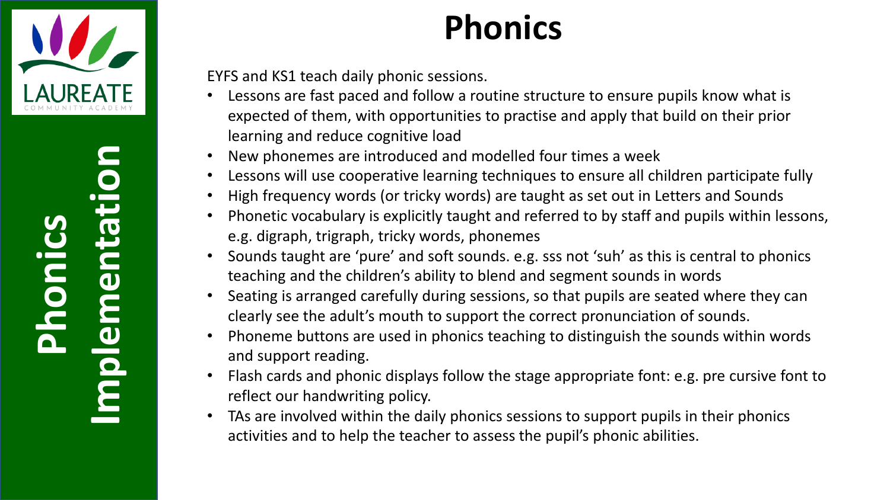Phonics Implementation

# Phonics

EYFS and KS1 teach daily phonic sessions.

- Lessons are fast paced and follow a routine structure to ensure pupils know what is expected of them, with opportunities to practise and apply that build on their prior learning and reduce cognitive load
- New phonemes are introduced and modelled four times a week
- Lessons will use cooperative learning techniques to ensure all children participate fully
- High frequency words (or tricky words) are taught as set out in Letters and Sounds
- Phonetic vocabulary is explicitly taught and referred to by staff and pupils within lessons, e.g. digraph, trigraph, tricky words, phonemes
- Sounds taught are 'pure' and soft sounds. e.g. sss not 'suh' as this is central to phonics teaching and the children's ability to blend and segment sounds in words
- Seating is arranged carefully during sessions, so that pupils are seated where they can clearly see the adult's mouth to support the correct pronunciation of sounds.
- Phoneme buttons are used in phonics teaching to distinguish the sounds within words and support reading.
- Flash cards and phonic displays follow the stage appropriate font: e.g. pre cursive font to reflect our handwriting policy.
- TAs are involved within the daily phonics sessions to support pupils in their phonics activities and to help the teacher to assess the pupil's phonic abilities.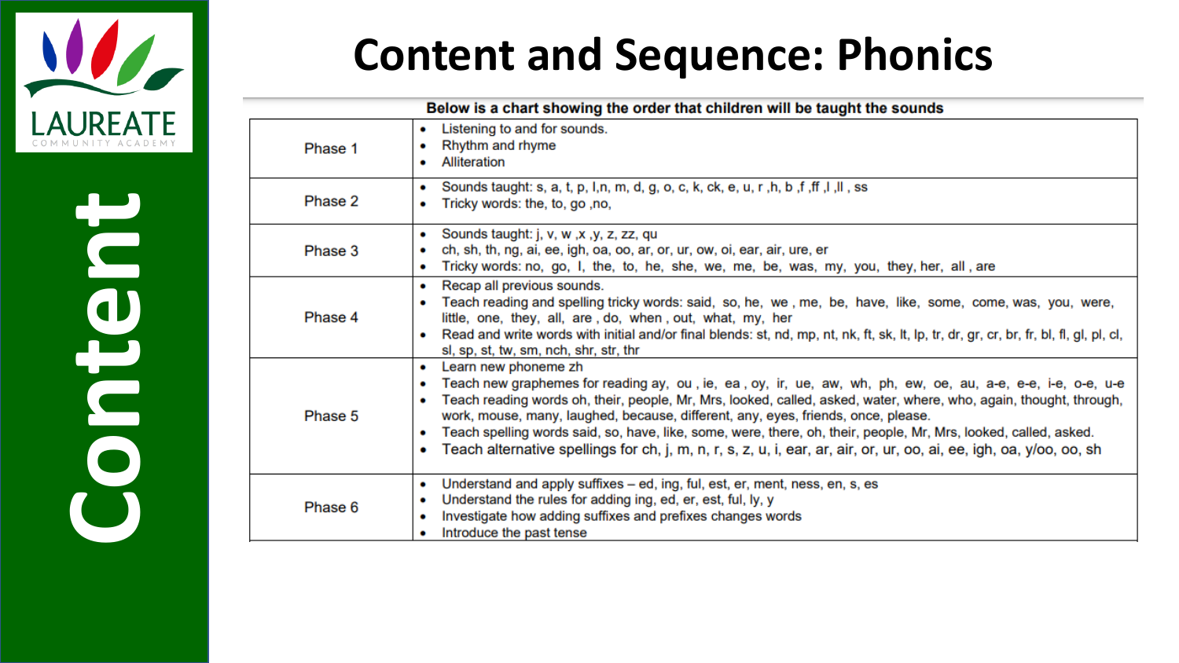# Content and Sequence: Phonics

Content

LAUREATE COMMUNITY ACADEMY

**Below is a chart showing the order that children will be taught the sounds**

| | |
|---|---|
| Phase 1 | • Listening to and for sounds.<br>• Rhythm and rhyme<br>• Alliteration |
| Phase 2 | • Sounds taught: s, a, t, p, l,n, m, d, g, o, c, k, ck, e, u, r ,h, b ,f ,ff ,l ,ll , ss<br>• Tricky words: the, to, go ,no, |
| Phase 3 | • Sounds taught: j, v, w ,x ,y, z, zz, qu<br>• ch, sh, th, ng, ai, ee, igh, oa, oo, ar, or, ur, ow, oi, ear, air, ure, er<br>• Tricky words: no, go, I, the, to, he, she, we, me, be, was, my, you, they, her, all , are |
| Phase 4 | • Recap all previous sounds.<br>• Teach reading and spelling tricky words: said, so, he, we , me, be, have, like, some, come, was, you, were, little, one, they, all, are , do, when , out, what, my, her<br>• Read and write words with initial and/or final blends: st, nd, mp, nt, nk, ft, sk, lt, lp, tr, dr, gr, cr, br, fr, bl, fl, gl, pl, cl, sl, sp, st, tw, sm, nch, shr, str, thr |
| Phase 5 | • Learn new phoneme zh<br>• Teach new graphemes for reading ay, ou , ie, ea , oy, ir, ue, aw, wh, ph, ew, oe, au, a-e, e-e, i-e, o-e, u-e<br>• Teach reading words oh, their, people, Mr, Mrs, looked, called, asked, water, where, who, again, thought, through, work, mouse, many, laughed, because, different, any, eyes, friends, once, please.<br>• Teach spelling words said, so, have, like, some, were, there, oh, their, people, Mr, Mrs, looked, called, asked.<br>• Teach alternative spellings for ch, j, m, n, r, s, z, u, i, ear, ar, air, or, ur, oo, ai, ee, igh, oa, y/oo, oo, sh |
| Phase 6 | • Understand and apply suffixes – ed, ing, ful, est, er, ment, ness, en, s, es<br>• Understand the rules for adding ing, ed, er, est, ful, ly, y<br>• Investigate how adding suffixes and prefixes changes words<br>• Introduce the past tense |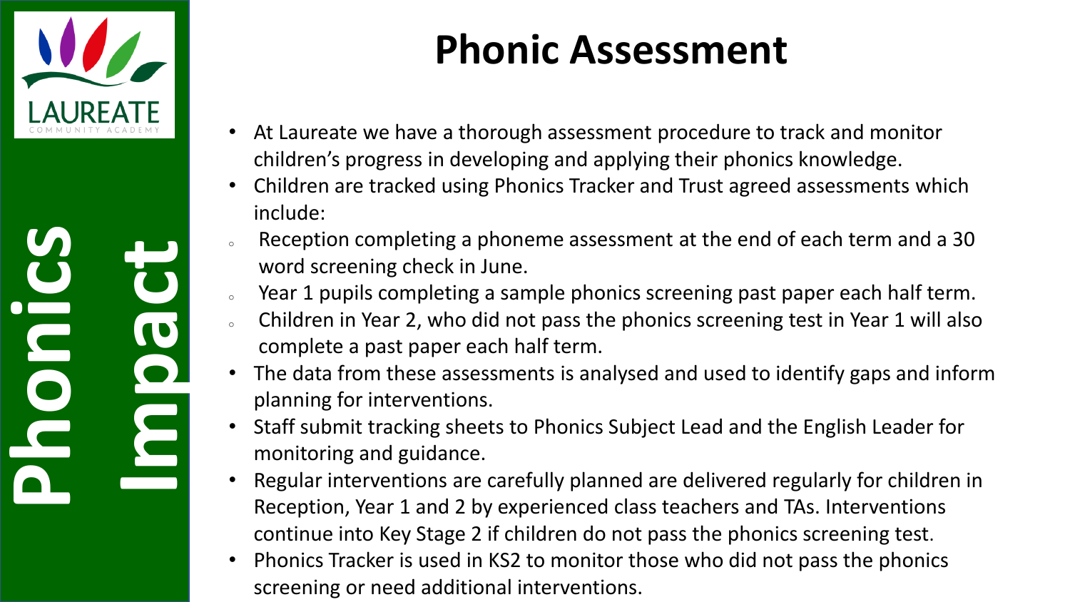Phonics Impact

# Phonic Assessment

- At Laureate we have a thorough assessment procedure to track and monitor children's progress in developing and applying their phonics knowledge.
- Children are tracked using Phonics Tracker and Trust agreed assessments which include:
  - Reception completing a phoneme assessment at the end of each term and a 30 word screening check in June.
  - Year 1 pupils completing a sample phonics screening past paper each half term.
  - Children in Year 2, who did not pass the phonics screening test in Year 1 will also complete a past paper each half term.
- The data from these assessments is analysed and used to identify gaps and inform planning for interventions.
- Staff submit tracking sheets to Phonics Subject Lead and the English Leader for monitoring and guidance.
- Regular interventions are carefully planned are delivered regularly for children in Reception, Year 1 and 2 by experienced class teachers and TAs. Interventions continue into Key Stage 2 if children do not pass the phonics screening test.
- Phonics Tracker is used in KS2 to monitor those who did not pass the phonics screening or need additional interventions.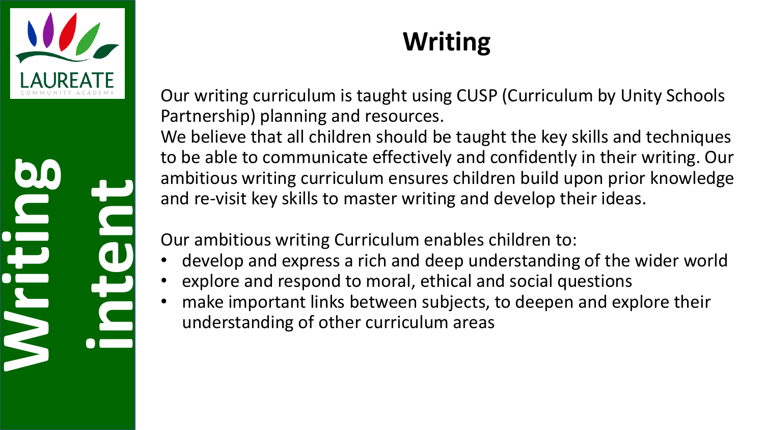# Writing intent

## Writing

Our writing curriculum is taught using CUSP (Curriculum by Unity Schools Partnership) planning and resources.

We believe that all children should be taught the key skills and techniques to be able to communicate effectively and confidently in their writing. Our ambitious writing curriculum ensures children build upon prior knowledge and re-visit key skills to master writing and develop their ideas.

Our ambitious writing Curriculum enables children to:

- develop and express a rich and deep understanding of the wider world
- explore and respond to moral, ethical and social questions
- make important links between subjects, to deepen and explore their understanding of other curriculum areas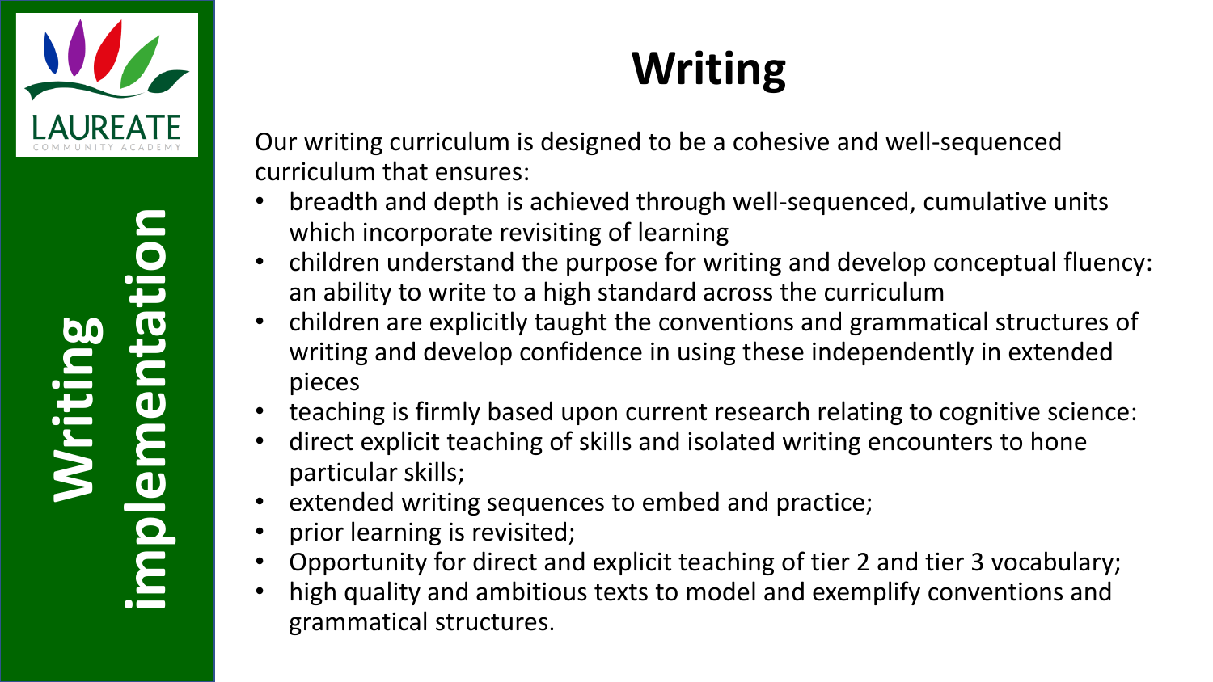# Writing

**Writing implementation**

Our writing curriculum is designed to be a cohesive and well-sequenced curriculum that ensures:

- breadth and depth is achieved through well-sequenced, cumulative units which incorporate revisiting of learning
- children understand the purpose for writing and develop conceptual fluency: an ability to write to a high standard across the curriculum
- children are explicitly taught the conventions and grammatical structures of writing and develop confidence in using these independently in extended pieces
- teaching is firmly based upon current research relating to cognitive science:
- direct explicit teaching of skills and isolated writing encounters to hone particular skills;
- extended writing sequences to embed and practice;
- prior learning is revisited;
- Opportunity for direct and explicit teaching of tier 2 and tier 3 vocabulary;
- high quality and ambitious texts to model and exemplify conventions and grammatical structures.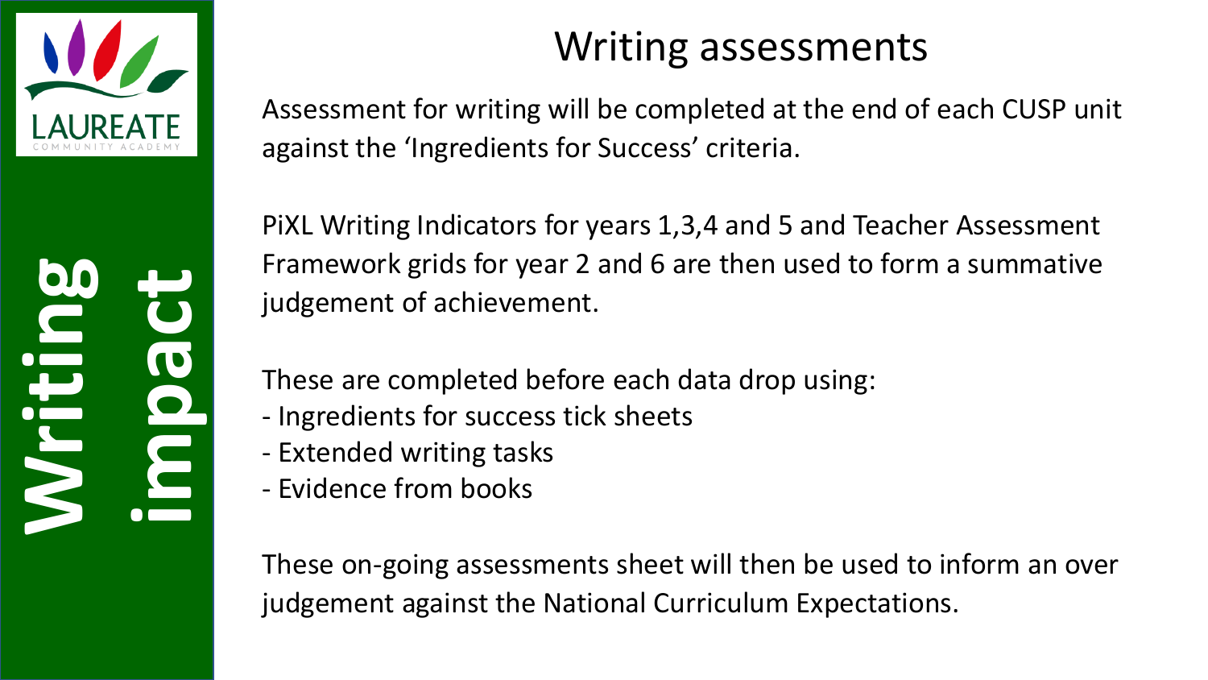**Writing impact**

# Writing assessments

Assessment for writing will be completed at the end of each CUSP unit against the 'Ingredients for Success' criteria.

PiXL Writing Indicators for years 1,3,4 and 5 and Teacher Assessment Framework grids for year 2 and 6 are then used to form a summative judgement of achievement.

These are completed before each data drop using:

- Ingredients for success tick sheets
- Extended writing tasks
- Evidence from books

These on-going assessments sheet will then be used to inform an over judgement against the National Curriculum Expectations.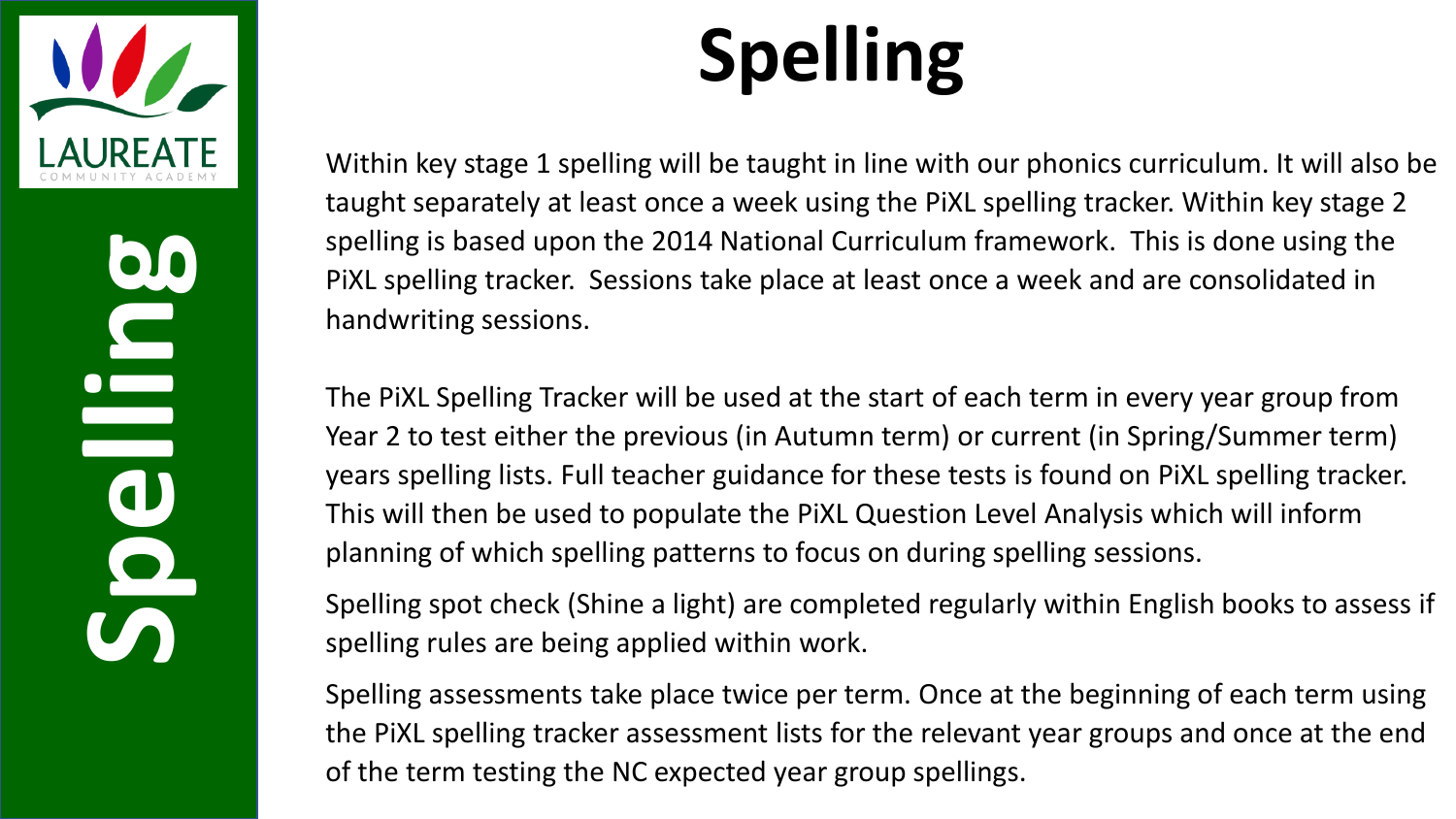# Spelling

Within key stage 1 spelling will be taught in line with our phonics curriculum. It will also be taught separately at least once a week using the PiXL spelling tracker. Within key stage 2 spelling is based upon the 2014 National Curriculum framework. This is done using the PiXL spelling tracker. Sessions take place at least once a week and are consolidated in handwriting sessions.

The PiXL Spelling Tracker will be used at the start of each term in every year group from Year 2 to test either the previous (in Autumn term) or current (in Spring/Summer term) years spelling lists. Full teacher guidance for these tests is found on PiXL spelling tracker. This will then be used to populate the PiXL Question Level Analysis which will inform planning of which spelling patterns to focus on during spelling sessions.

Spelling spot check (Shine a light) are completed regularly within English books to assess if spelling rules are being applied within work.

Spelling assessments take place twice per term. Once at the beginning of each term using the PiXL spelling tracker assessment lists for the relevant year groups and once at the end of the term testing the NC expected year group spellings.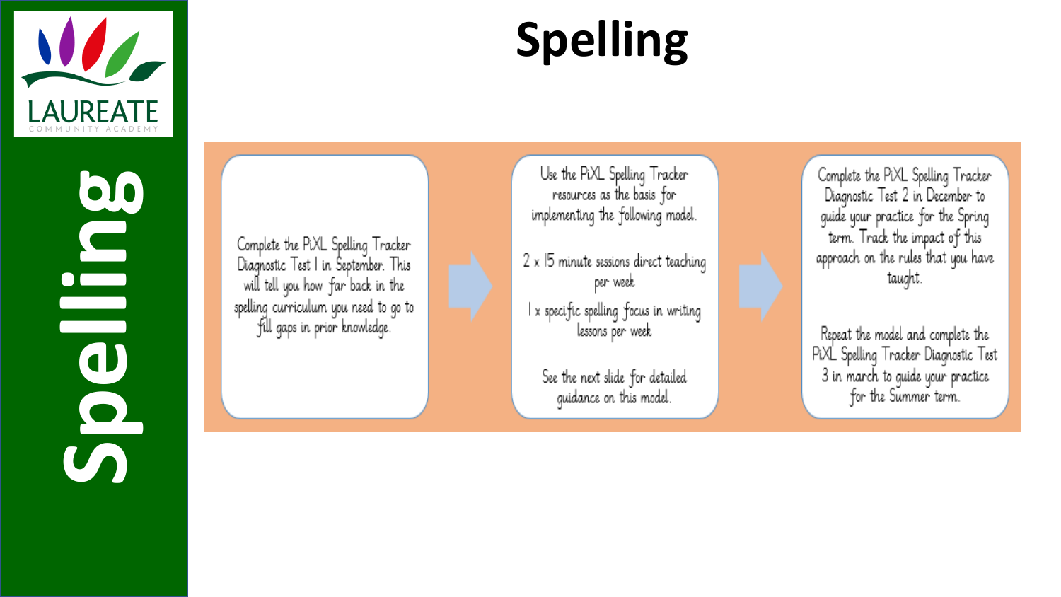# Spelling

Complete the PiXL Spelling Tracker Diagnostic Test 1 in September. This will tell you how far back in the spelling curriculum you need to go to fill gaps in prior knowledge.

Use the PiXL Spelling Tracker resources as the basis for implementing the following model.

2 x 15 minute sessions direct teaching per week

1 x specific spelling focus in writing lessons per week

See the next slide for detailed guidance on this model.

Complete the PiXL Spelling Tracker Diagnostic Test 2 in December to guide your practice for the Spring term. Track the impact of this approach on the rules that you have taught.

Repeat the model and complete the PiXL Spelling Tracker Diagnostic Test 3 in march to guide your practice for the Summer term.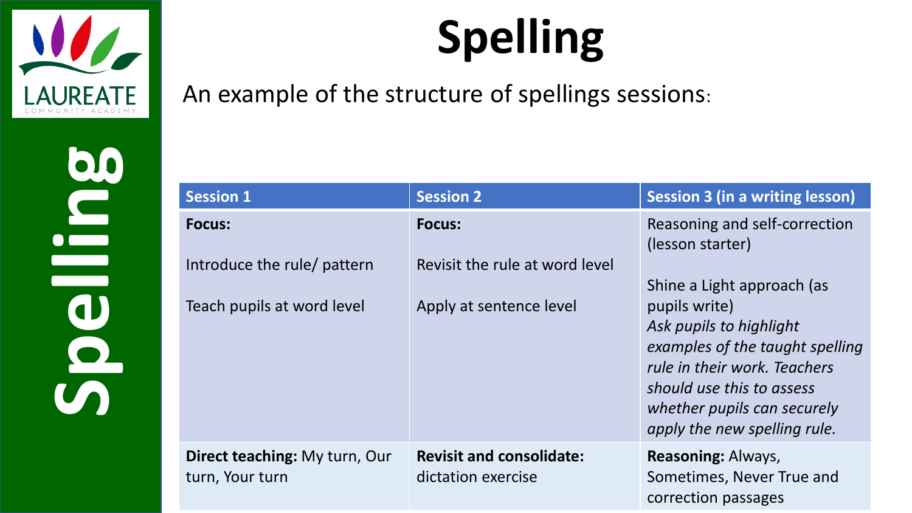# Spelling

An example of the structure of spellings sessions:

| Session 1 | Session 2 | Session 3 (in a writing lesson) |
|---|---|---|
| **Focus:**<br><br>Introduce the rule/ pattern<br><br>Teach pupils at word level | **Focus:**<br><br>Revisit the rule at word level<br><br>Apply at sentence level | Reasoning and self-correction (lesson starter)<br><br>Shine a Light approach (as pupils write)<br>*Ask pupils to highlight examples of the taught spelling rule in their work. Teachers should use this to assess whether pupils can securely apply the new spelling rule.* |
| **Direct teaching:** My turn, Our turn, Your turn | **Revisit and consolidate:** dictation exercise | **Reasoning:** Always, Sometimes, Never True and correction passages |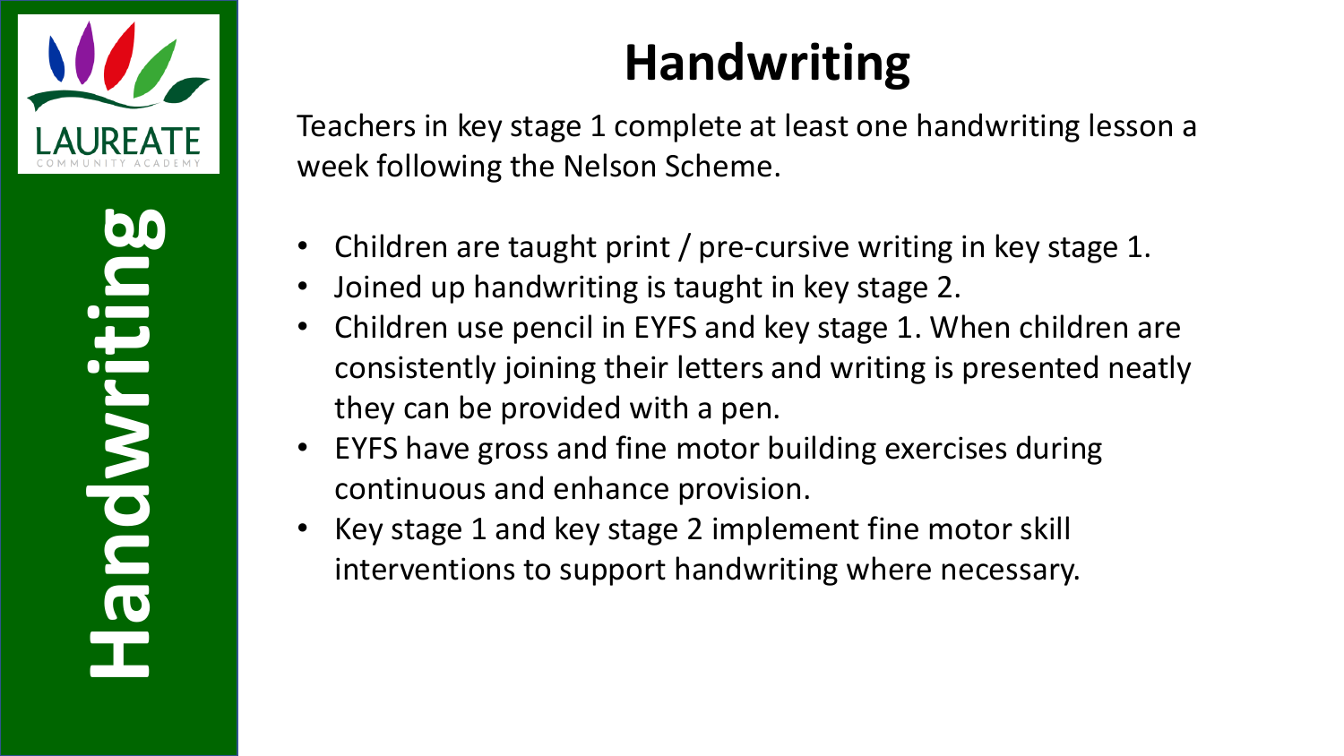# Handwriting

Teachers in key stage 1 complete at least one handwriting lesson a week following the Nelson Scheme.

- Children are taught print / pre-cursive writing in key stage 1.
- Joined up handwriting is taught in key stage 2.
- Children use pencil in EYFS and key stage 1. When children are consistently joining their letters and writing is presented neatly they can be provided with a pen.
- EYFS have gross and fine motor building exercises during continuous and enhance provision.
- Key stage 1 and key stage 2 implement fine motor skill interventions to support handwriting where necessary.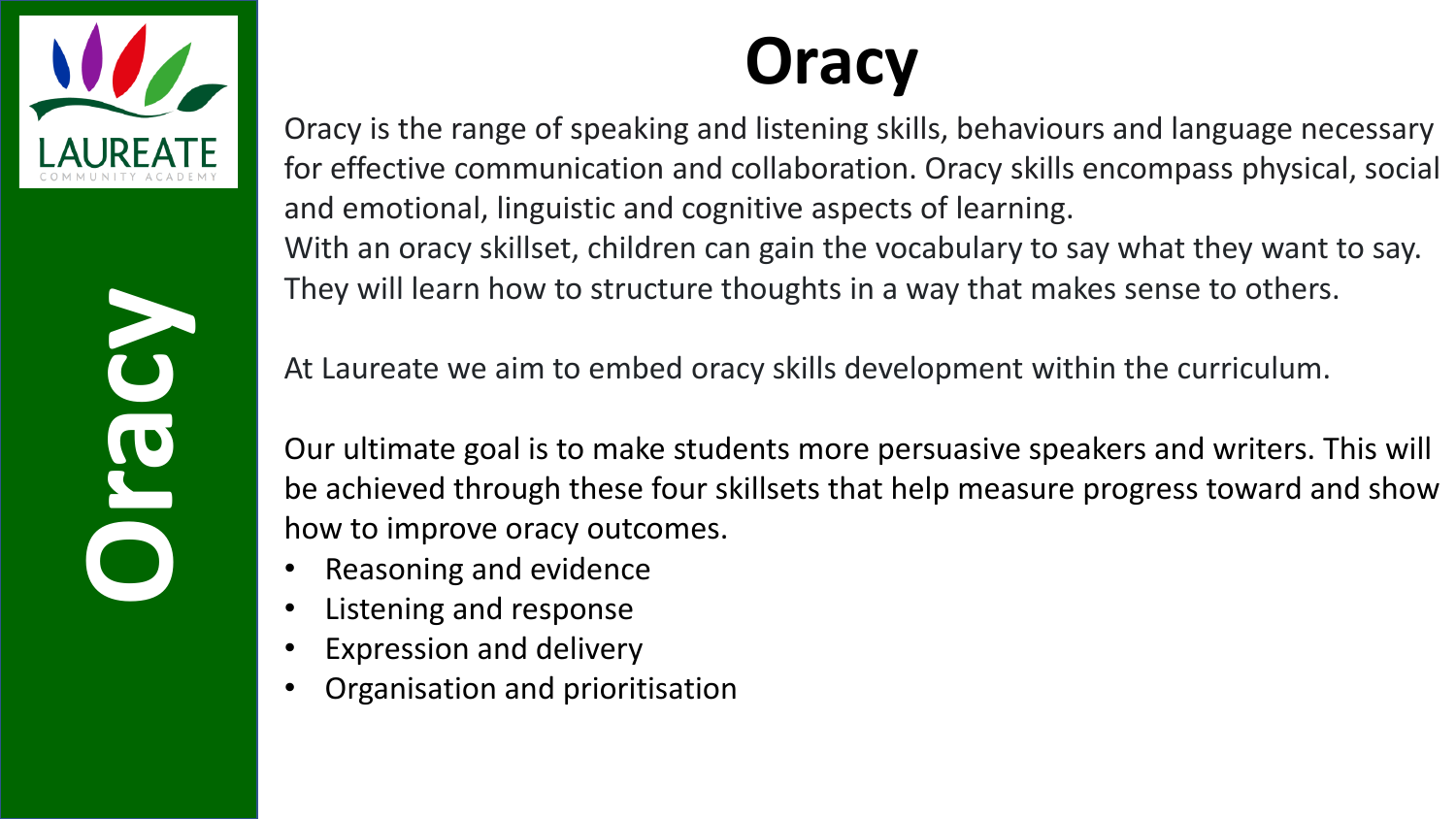# Oracy

Oracy is the range of speaking and listening skills, behaviours and language necessary for effective communication and collaboration. Oracy skills encompass physical, social and emotional, linguistic and cognitive aspects of learning.

With an oracy skillset, children can gain the vocabulary to say what they want to say. They will learn how to structure thoughts in a way that makes sense to others.

At Laureate we aim to embed oracy skills development within the curriculum.

Our ultimate goal is to make students more persuasive speakers and writers. This will be achieved through these four skillsets that help measure progress toward and show how to improve oracy outcomes.

- Reasoning and evidence
- Listening and response
- Expression and delivery
- Organisation and prioritisation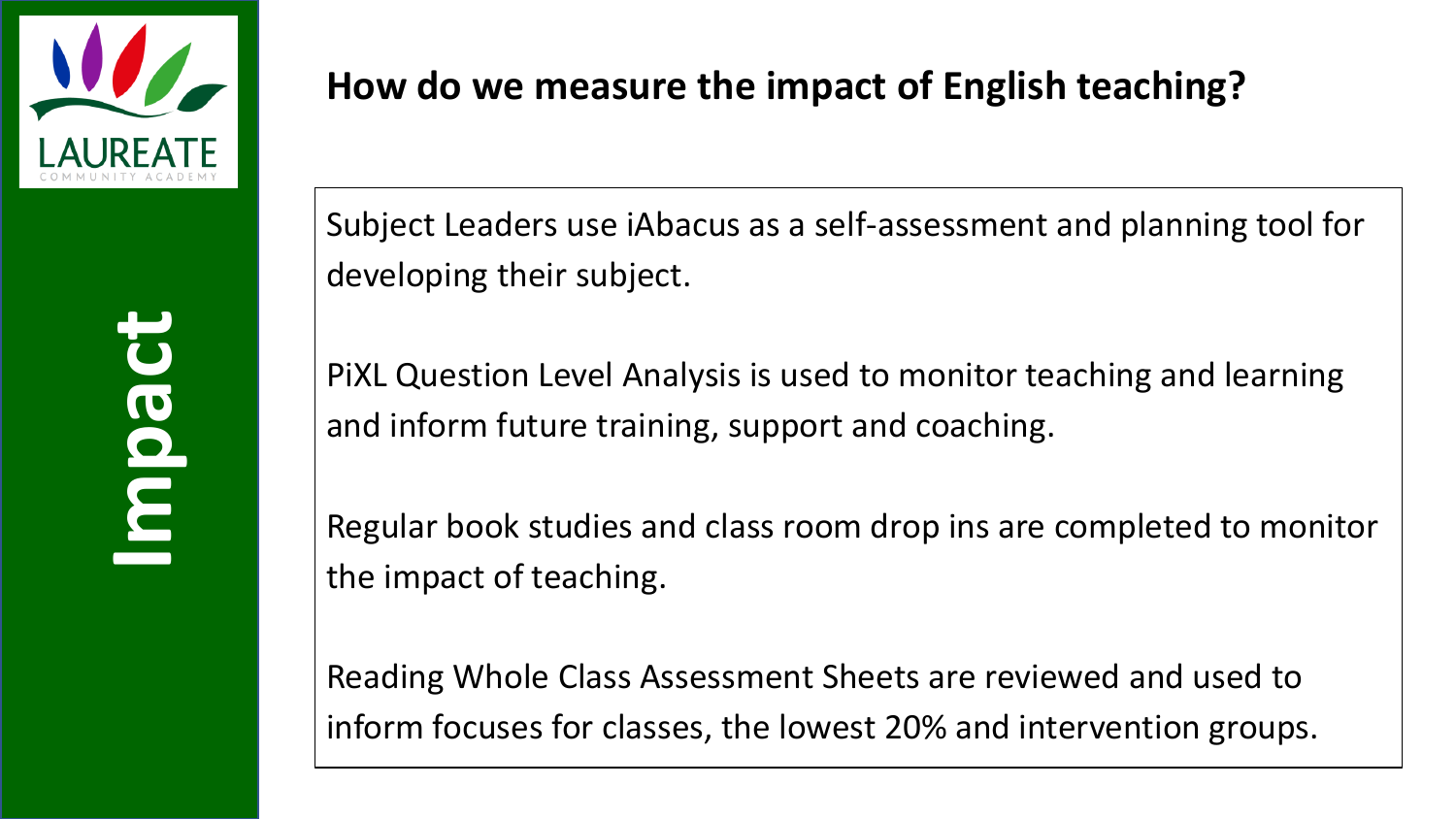# Impact

## How do we measure the impact of English teaching?

Subject Leaders use iAbacus as a self-assessment and planning tool for developing their subject.

PiXL Question Level Analysis is used to monitor teaching and learning and inform future training, support and coaching.

Regular book studies and class room drop ins are completed to monitor the impact of teaching.

Reading Whole Class Assessment Sheets are reviewed and used to inform focuses for classes, the lowest 20% and intervention groups.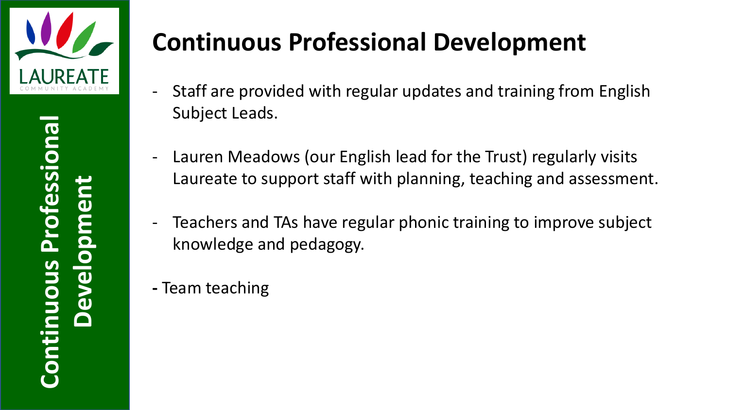LAUREATE COMMUNITY ACADEMY

Continuous Professional Development

# Continuous Professional Development

- Staff are provided with regular updates and training from English Subject Leads.
- Lauren Meadows (our English lead for the Trust) regularly visits Laureate to support staff with planning, teaching and assessment.
- Teachers and TAs have regular phonic training to improve subject knowledge and pedagogy.
- Team teaching